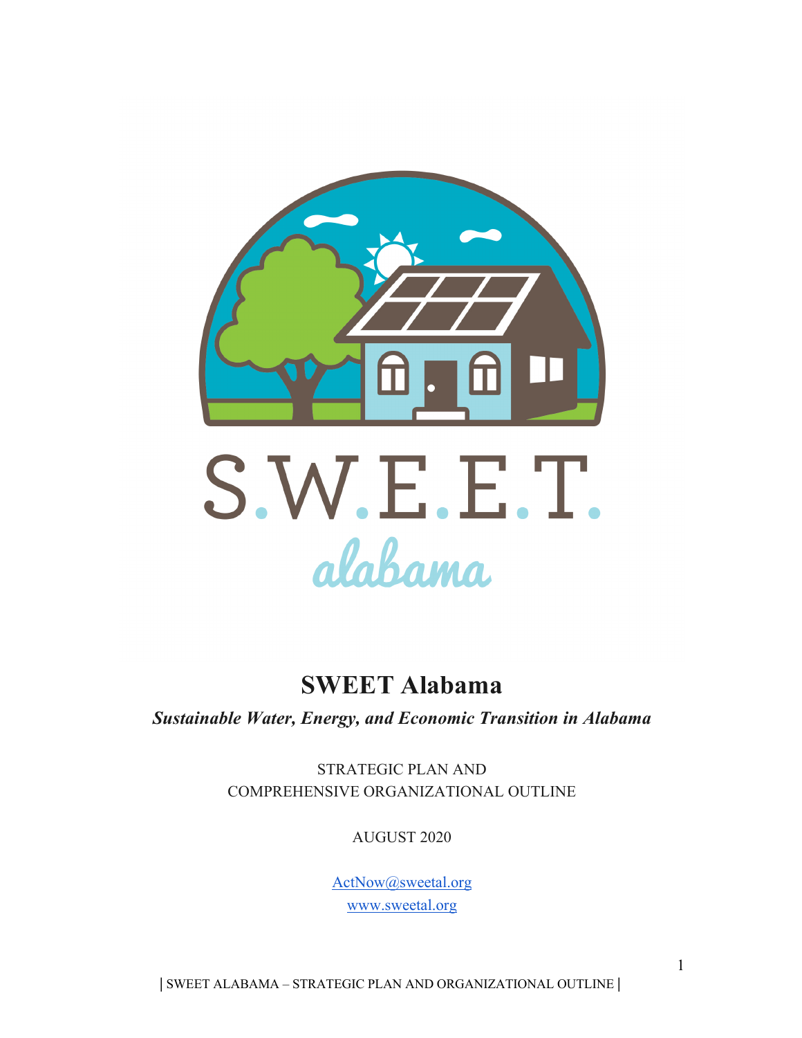S.W.E.E.T.

alabama

# SWEET Alabama

***Sustainable Water, Energy, and Economic Transition in Alabama***

STRATEGIC PLAN AND
COMPREHENSIVE ORGANIZATIONAL OUTLINE

AUGUST 2020

[ActNow@sweetal.org](mailto:ActNow@sweetal.org)
[www.sweetal.org](http://www.sweetal.org)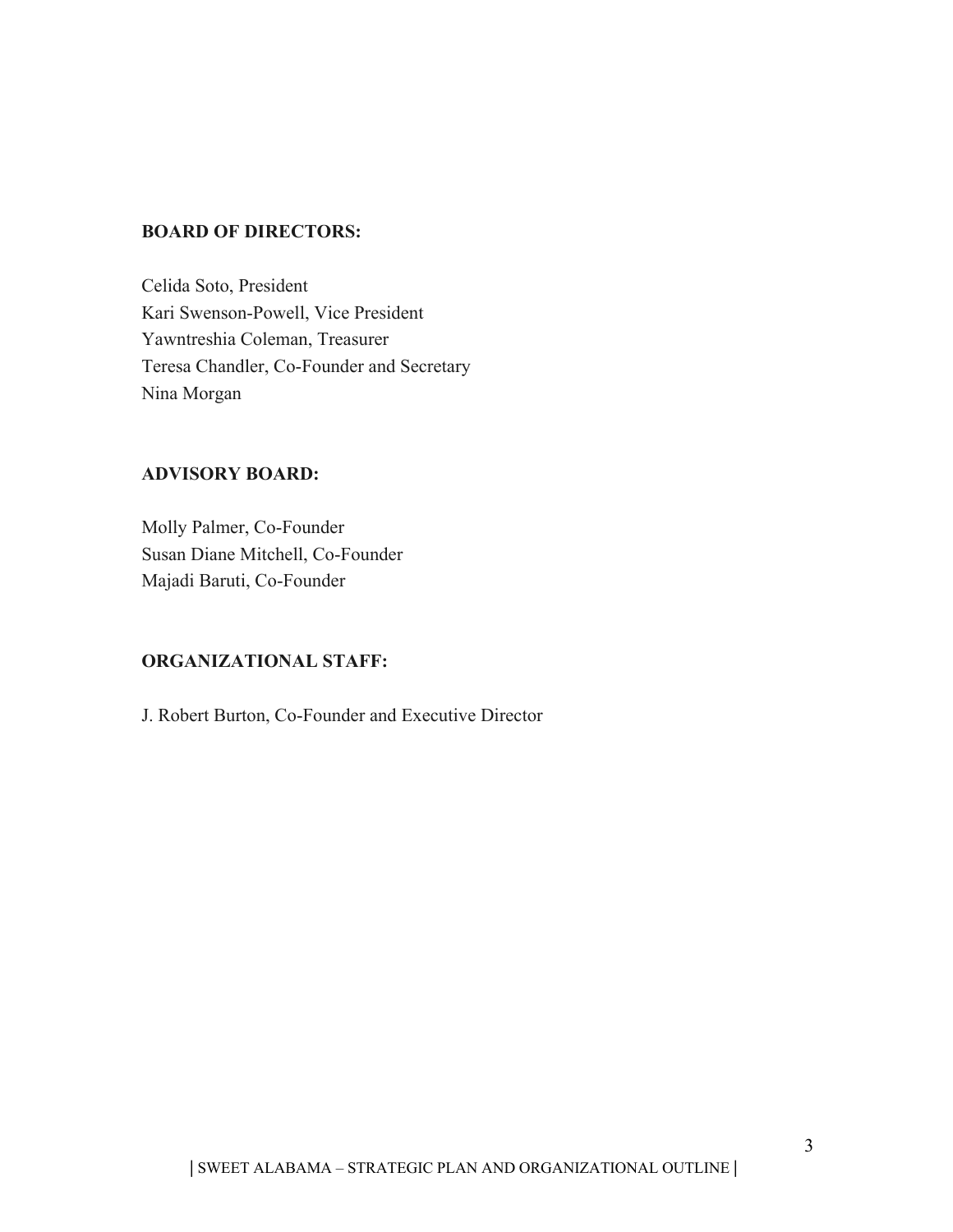**BOARD OF DIRECTORS:**

Celida Soto, President
Kari Swenson-Powell, Vice President
Yawntreshia Coleman, Treasurer
Teresa Chandler, Co-Founder and Secretary
Nina Morgan

**ADVISORY BOARD:**

Molly Palmer, Co-Founder
Susan Diane Mitchell, Co-Founder
Majadi Baruti, Co-Founder

**ORGANIZATIONAL STAFF:**

J. Robert Burton, Co-Founder and Executive Director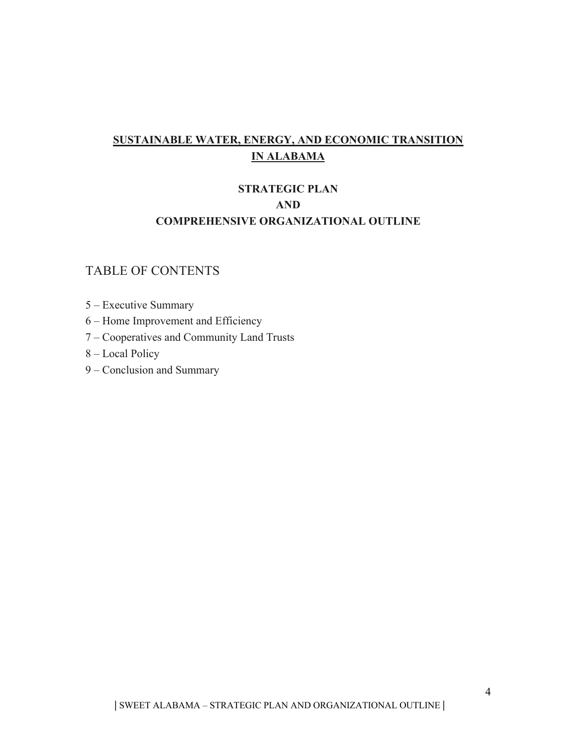# SUSTAINABLE WATER, ENERGY, AND ECONOMIC TRANSITION IN ALABAMA

## STRATEGIC PLAN
## AND
## COMPREHENSIVE ORGANIZATIONAL OUTLINE

TABLE OF CONTENTS

5 – Executive Summary
6 – Home Improvement and Efficiency
7 – Cooperatives and Community Land Trusts
8 – Local Policy
9 – Conclusion and Summary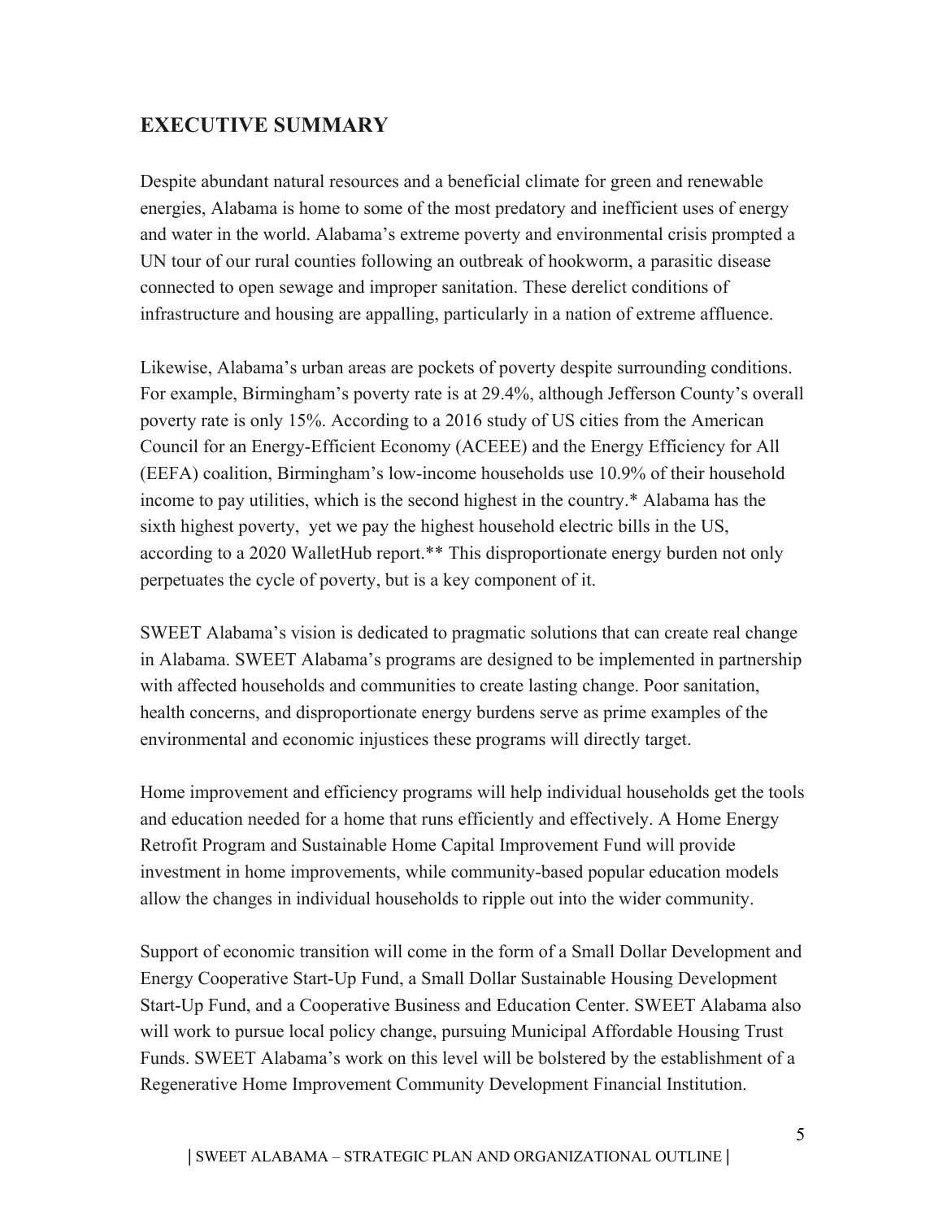## EXECUTIVE SUMMARY

Despite abundant natural resources and a beneficial climate for green and renewable energies, Alabama is home to some of the most predatory and inefficient uses of energy and water in the world. Alabama's extreme poverty and environmental crisis prompted a UN tour of our rural counties following an outbreak of hookworm, a parasitic disease connected to open sewage and improper sanitation. These derelict conditions of infrastructure and housing are appalling, particularly in a nation of extreme affluence.

Likewise, Alabama's urban areas are pockets of poverty despite surrounding conditions. For example, Birmingham's poverty rate is at 29.4%, although Jefferson County's overall poverty rate is only 15%. According to a 2016 study of US cities from the American Council for an Energy-Efficient Economy (ACEEE) and the Energy Efficiency for All (EEFA) coalition, Birmingham's low-income households use 10.9% of their household income to pay utilities, which is the second highest in the country.* Alabama has the sixth highest poverty, yet we pay the highest household electric bills in the US, according to a 2020 WalletHub report.** This disproportionate energy burden not only perpetuates the cycle of poverty, but is a key component of it.

SWEET Alabama's vision is dedicated to pragmatic solutions that can create real change in Alabama. SWEET Alabama's programs are designed to be implemented in partnership with affected households and communities to create lasting change. Poor sanitation, health concerns, and disproportionate energy burdens serve as prime examples of the environmental and economic injustices these programs will directly target.

Home improvement and efficiency programs will help individual households get the tools and education needed for a home that runs efficiently and effectively. A Home Energy Retrofit Program and Sustainable Home Capital Improvement Fund will provide investment in home improvements, while community-based popular education models allow the changes in individual households to ripple out into the wider community.

Support of economic transition will come in the form of a Small Dollar Development and Energy Cooperative Start-Up Fund, a Small Dollar Sustainable Housing Development Start-Up Fund, and a Cooperative Business and Education Center. SWEET Alabama also will work to pursue local policy change, pursuing Municipal Affordable Housing Trust Funds. SWEET Alabama's work on this level will be bolstered by the establishment of a Regenerative Home Improvement Community Development Financial Institution.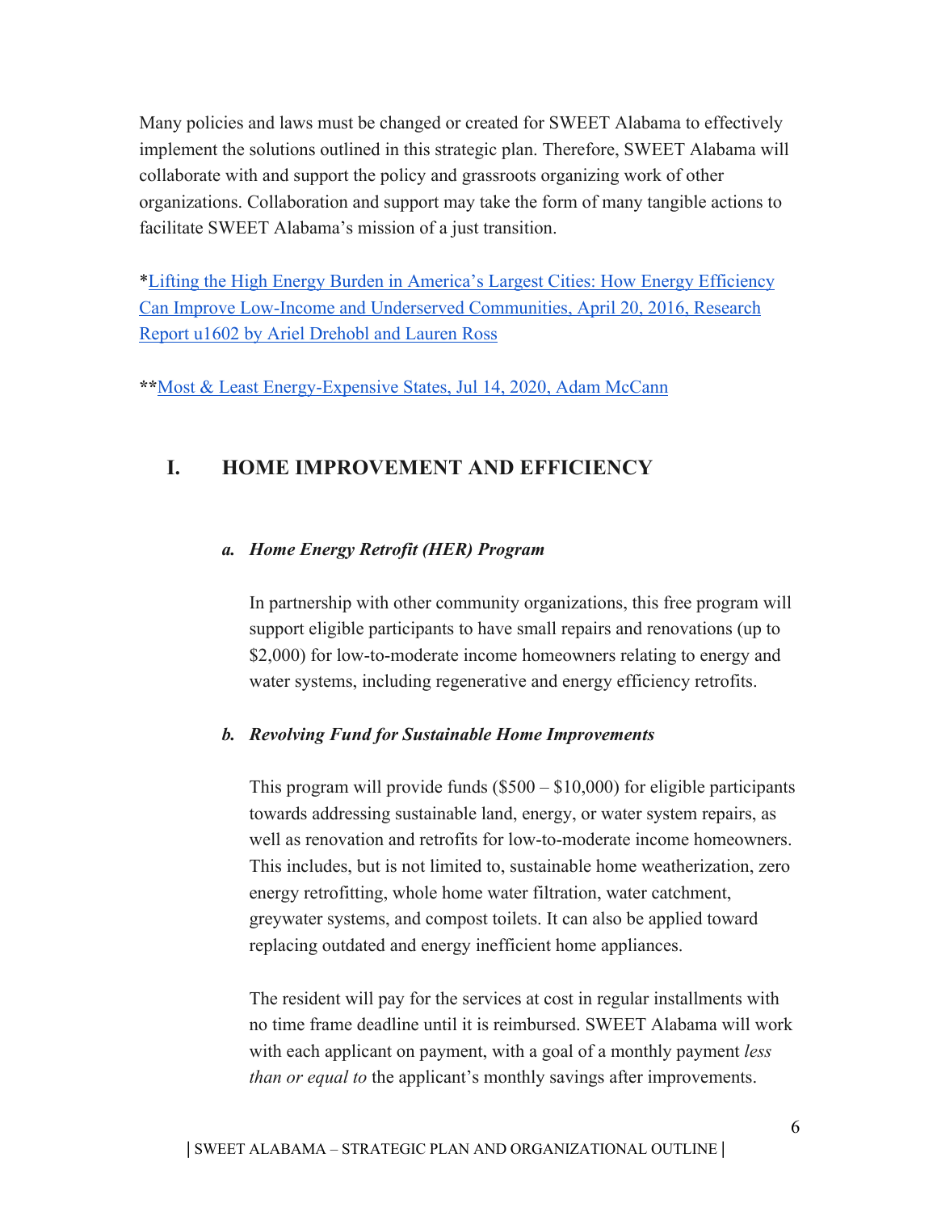Many policies and laws must be changed or created for SWEET Alabama to effectively implement the solutions outlined in this strategic plan. Therefore, SWEET Alabama will collaborate with and support the policy and grassroots organizing work of other organizations. Collaboration and support may take the form of many tangible actions to facilitate SWEET Alabama's mission of a just transition.

*Lifting the High Energy Burden in America's Largest Cities: How Energy Efficiency Can Improve Low-Income and Underserved Communities, April 20, 2016, Research Report u1602 by Ariel Drehobl and Lauren Ross

**Most & Least Energy-Expensive States, Jul 14, 2020, Adam McCann

## I. HOME IMPROVEMENT AND EFFICIENCY

### *a. Home Energy Retrofit (HER) Program*

In partnership with other community organizations, this free program will support eligible participants to have small repairs and renovations (up to $2,000) for low-to-moderate income homeowners relating to energy and water systems, including regenerative and energy efficiency retrofits.

### *b. Revolving Fund for Sustainable Home Improvements*

This program will provide funds ($500 – $10,000) for eligible participants towards addressing sustainable land, energy, or water system repairs, as well as renovation and retrofits for low-to-moderate income homeowners. This includes, but is not limited to, sustainable home weatherization, zero energy retrofitting, whole home water filtration, water catchment, greywater systems, and compost toilets. It can also be applied toward replacing outdated and energy inefficient home appliances.

The resident will pay for the services at cost in regular installments with no time frame deadline until it is reimbursed. SWEET Alabama will work with each applicant on payment, with a goal of a monthly payment *less than or equal to* the applicant's monthly savings after improvements.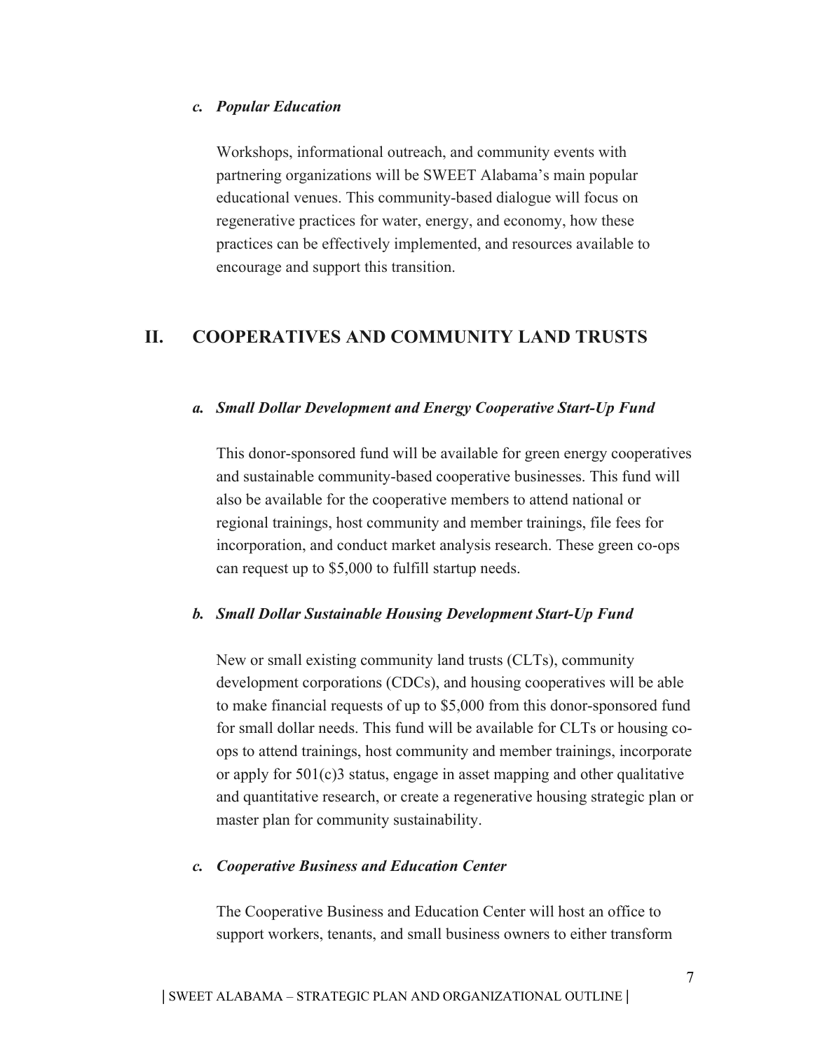### c. *Popular Education*

Workshops, informational outreach, and community events with partnering organizations will be SWEET Alabama's main popular educational venues. This community-based dialogue will focus on regenerative practices for water, energy, and economy, how these practices can be effectively implemented, and resources available to encourage and support this transition.

## II. COOPERATIVES AND COMMUNITY LAND TRUSTS

### a. *Small Dollar Development and Energy Cooperative Start-Up Fund*

This donor-sponsored fund will be available for green energy cooperatives and sustainable community-based cooperative businesses. This fund will also be available for the cooperative members to attend national or regional trainings, host community and member trainings, file fees for incorporation, and conduct market analysis research. These green co-ops can request up to $5,000 to fulfill startup needs.

### b. *Small Dollar Sustainable Housing Development Start-Up Fund*

New or small existing community land trusts (CLTs), community development corporations (CDCs), and housing cooperatives will be able to make financial requests of up to $5,000 from this donor-sponsored fund for small dollar needs. This fund will be available for CLTs or housing co-ops to attend trainings, host community and member trainings, incorporate or apply for 501(c)3 status, engage in asset mapping and other qualitative and quantitative research, or create a regenerative housing strategic plan or master plan for community sustainability.

### c. *Cooperative Business and Education Center*

The Cooperative Business and Education Center will host an office to support workers, tenants, and small business owners to either transform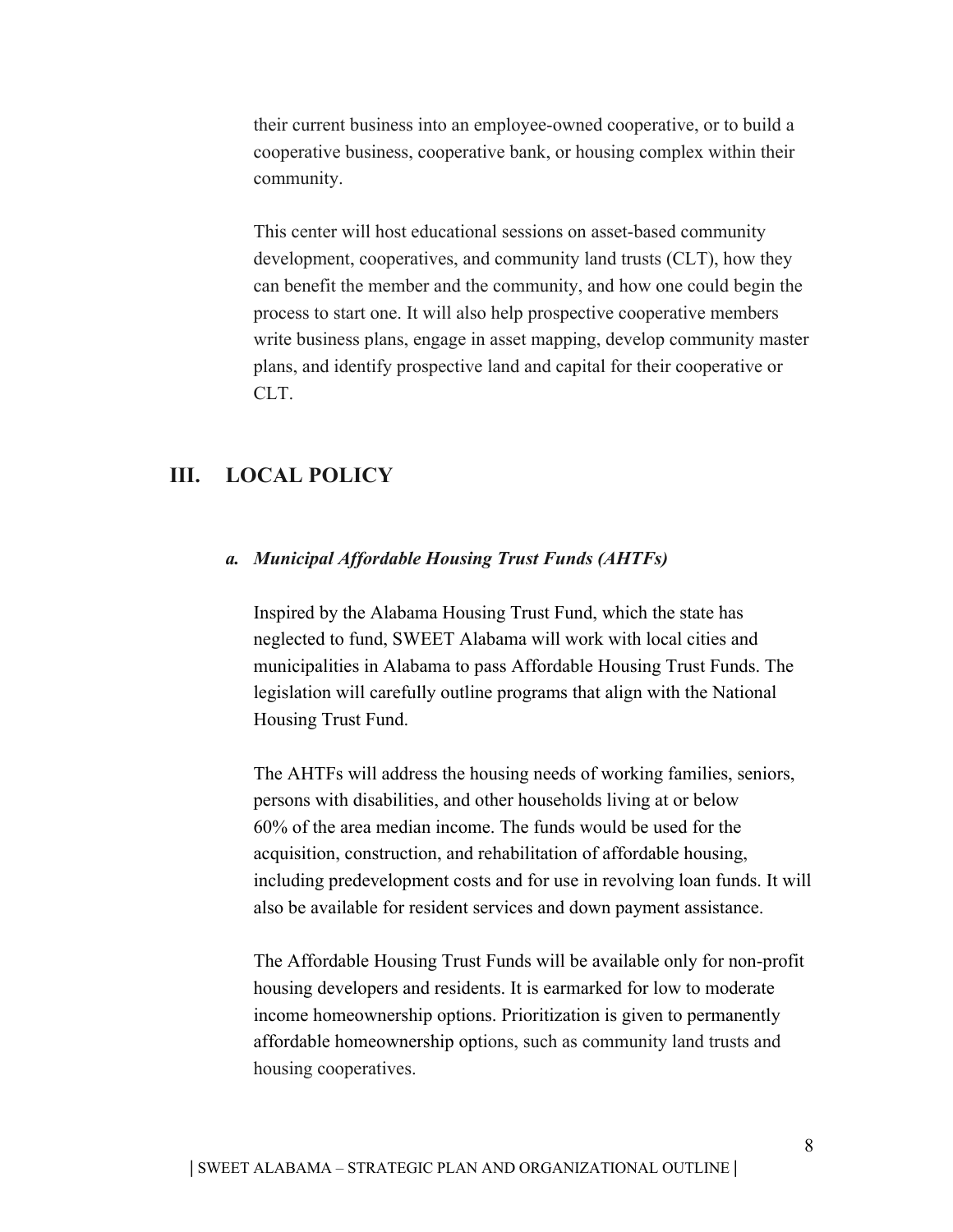their current business into an employee-owned cooperative, or to build a cooperative business, cooperative bank, or housing complex within their community.

This center will host educational sessions on asset-based community development, cooperatives, and community land trusts (CLT), how they can benefit the member and the community, and how one could begin the process to start one. It will also help prospective cooperative members write business plans, engage in asset mapping, develop community master plans, and identify prospective land and capital for their cooperative or CLT.

## III. LOCAL POLICY

### *a. Municipal Affordable Housing Trust Funds (AHTFs)*

Inspired by the Alabama Housing Trust Fund, which the state has neglected to fund, SWEET Alabama will work with local cities and municipalities in Alabama to pass Affordable Housing Trust Funds. The legislation will carefully outline programs that align with the National Housing Trust Fund.

The AHTFs will address the housing needs of working families, seniors, persons with disabilities, and other households living at or below 60% of the area median income. The funds would be used for the acquisition, construction, and rehabilitation of affordable housing, including predevelopment costs and for use in revolving loan funds. It will also be available for resident services and down payment assistance.

The Affordable Housing Trust Funds will be available only for non-profit housing developers and residents. It is earmarked for low to moderate income homeownership options. Prioritization is given to permanently affordable homeownership options, such as community land trusts and housing cooperatives.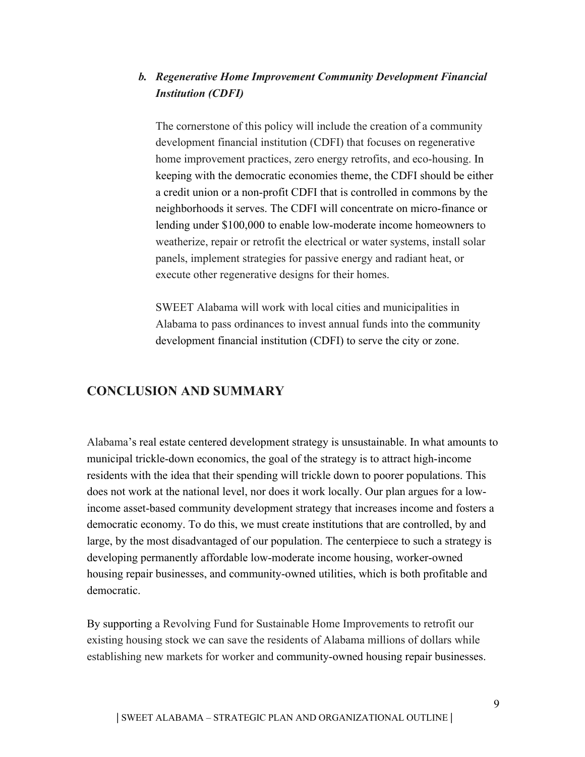### *b. Regenerative Home Improvement Community Development Financial Institution (CDFI)*

The cornerstone of this policy will include the creation of a community development financial institution (CDFI) that focuses on regenerative home improvement practices, zero energy retrofits, and eco-housing. In keeping with the democratic economies theme, the CDFI should be either a credit union or a non-profit CDFI that is controlled in commons by the neighborhoods it serves. The CDFI will concentrate on micro-finance or lending under $100,000 to enable low-moderate income homeowners to weatherize, repair or retrofit the electrical or water systems, install solar panels, implement strategies for passive energy and radiant heat, or execute other regenerative designs for their homes.

SWEET Alabama will work with local cities and municipalities in Alabama to pass ordinances to invest annual funds into the community development financial institution (CDFI) to serve the city or zone.

## CONCLUSION AND SUMMARY

Alabama's real estate centered development strategy is unsustainable. In what amounts to municipal trickle-down economics, the goal of the strategy is to attract high-income residents with the idea that their spending will trickle down to poorer populations. This does not work at the national level, nor does it work locally. Our plan argues for a low-income asset-based community development strategy that increases income and fosters a democratic economy. To do this, we must create institutions that are controlled, by and large, by the most disadvantaged of our population. The centerpiece to such a strategy is developing permanently affordable low-moderate income housing, worker-owned housing repair businesses, and community-owned utilities, which is both profitable and democratic.

By supporting a Revolving Fund for Sustainable Home Improvements to retrofit our existing housing stock we can save the residents of Alabama millions of dollars while establishing new markets for worker and community-owned housing repair businesses.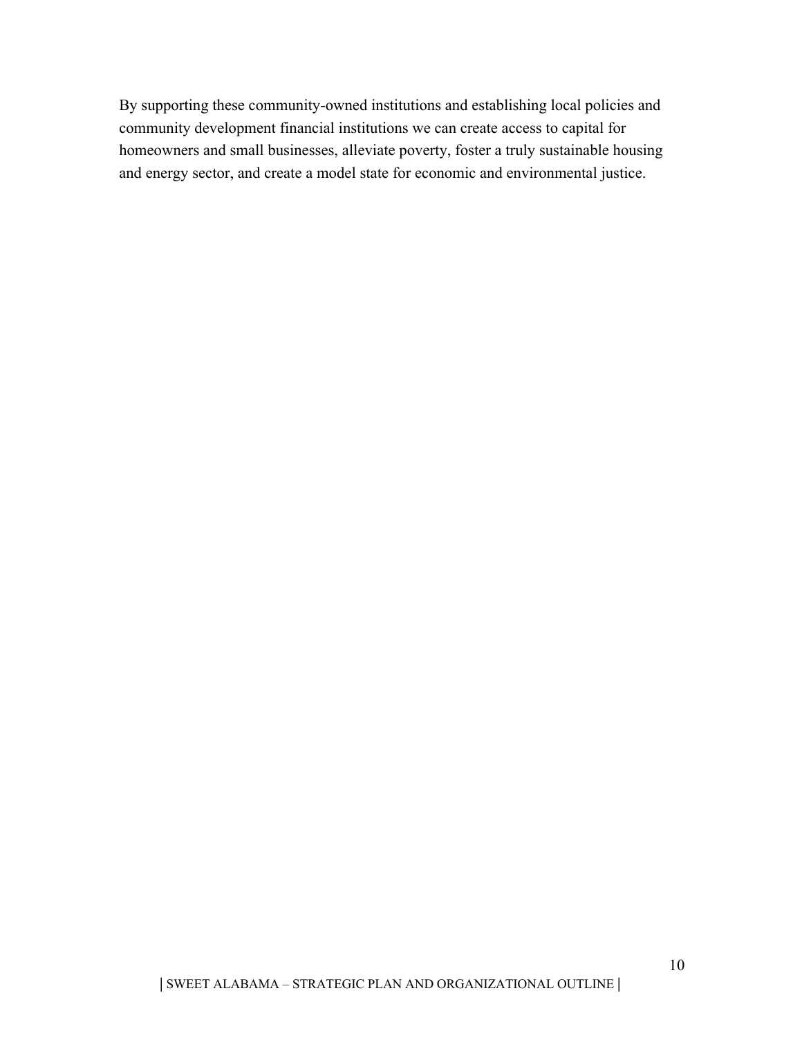By supporting these community-owned institutions and establishing local policies and community development financial institutions we can create access to capital for homeowners and small businesses, alleviate poverty, foster a truly sustainable housing and energy sector, and create a model state for economic and environmental justice.